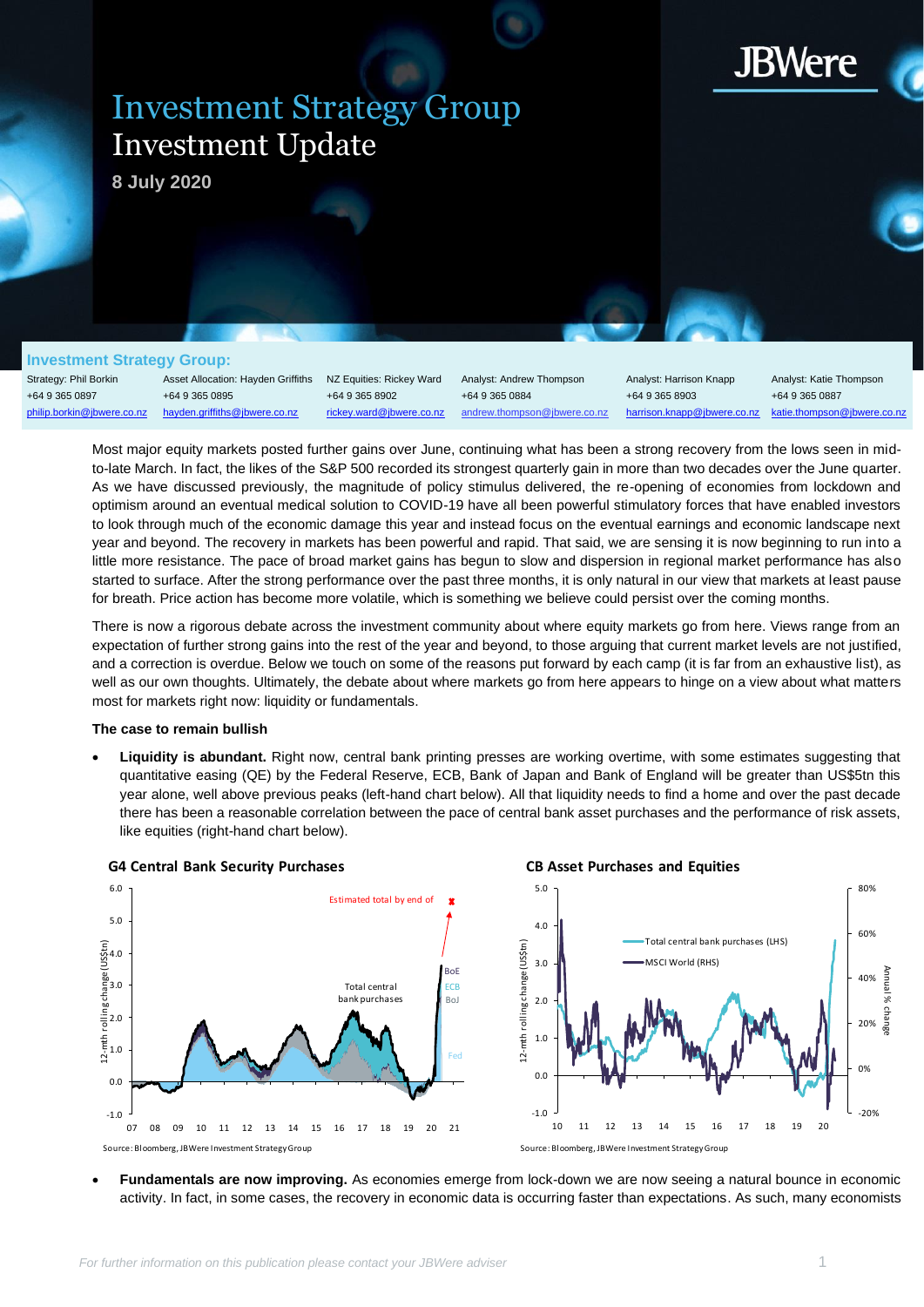# Investment Strategy Group
## Investment Update

**8 July 2020**

**Investment Strategy Group:**

| Strategy: Phil Borkin | Asset Allocation: Hayden Griffiths | NZ Equities: Rickey Ward | Analyst: Andrew Thompson | Analyst: Harrison Knapp | Analyst: Katie Thompson |
|---|---|---|---|---|---|
| +64 9 365 0897 | +64 9 365 0895 | +64 9 365 8902 | +64 9 365 0884 | +64 9 365 8903 | +64 9 365 0887 |
| philip.borkin@jbwere.co.nz | hayden.griffiths@jbwere.co.nz | rickey.ward@jbwere.co.nz | andrew.thompson@jbwere.co.nz | harrison.knapp@jbwere.co.nz | katie.thompson@jbwere.co.nz |

Most major equity markets posted further gains over June, continuing what has been a strong recovery from the lows seen in mid-to-late March. In fact, the likes of the S&P 500 recorded its strongest quarterly gain in more than two decades over the June quarter. As we have discussed previously, the magnitude of policy stimulus delivered, the re-opening of economies from lockdown and optimism around an eventual medical solution to COVID-19 have all been powerful stimulatory forces that have enabled investors to look through much of the economic damage this year and instead focus on the eventual earnings and economic landscape next year and beyond. The recovery in markets has been powerful and rapid. That said, we are sensing it is now beginning to run into a little more resistance. The pace of broad market gains has begun to slow and dispersion in regional market performance has also started to surface. After the strong performance over the past three months, it is only natural in our view that markets at least pause for breath. Price action has become more volatile, which is something we believe could persist over the coming months.

There is now a rigorous debate across the investment community about where equity markets go from here. Views range from an expectation of further strong gains into the rest of the year and beyond, to those arguing that current market levels are not justified, and a correction is overdue. Below we touch on some of the reasons put forward by each camp (it is far from an exhaustive list), as well as our own thoughts. Ultimately, the debate about where markets go from here appears to hinge on a view about what matters most for markets right now: liquidity or fundamentals.

**The case to remain bullish**

- **Liquidity is abundant.** Right now, central bank printing presses are working overtime, with some estimates suggesting that quantitative easing (QE) by the Federal Reserve, ECB, Bank of Japan and Bank of England will be greater than US$5tn this year alone, well above previous peaks (left-hand chart below). All that liquidity needs to find a home and over the past decade there has been a reasonable correlation between the pace of central bank asset purchases and the performance of risk assets, like equities (right-hand chart below).

**G4 Central Bank Security Purchases**

Source: Bloomberg, JBWere Investment Strategy Group

**CB Asset Purchases and Equities**

Source: Bloomberg, JBWere Investment Strategy Group

- **Fundamentals are now improving.** As economies emerge from lock-down we are now seeing a natural bounce in economic activity. In fact, in some cases, the recovery in economic data is occurring faster than expectations. As such, many economists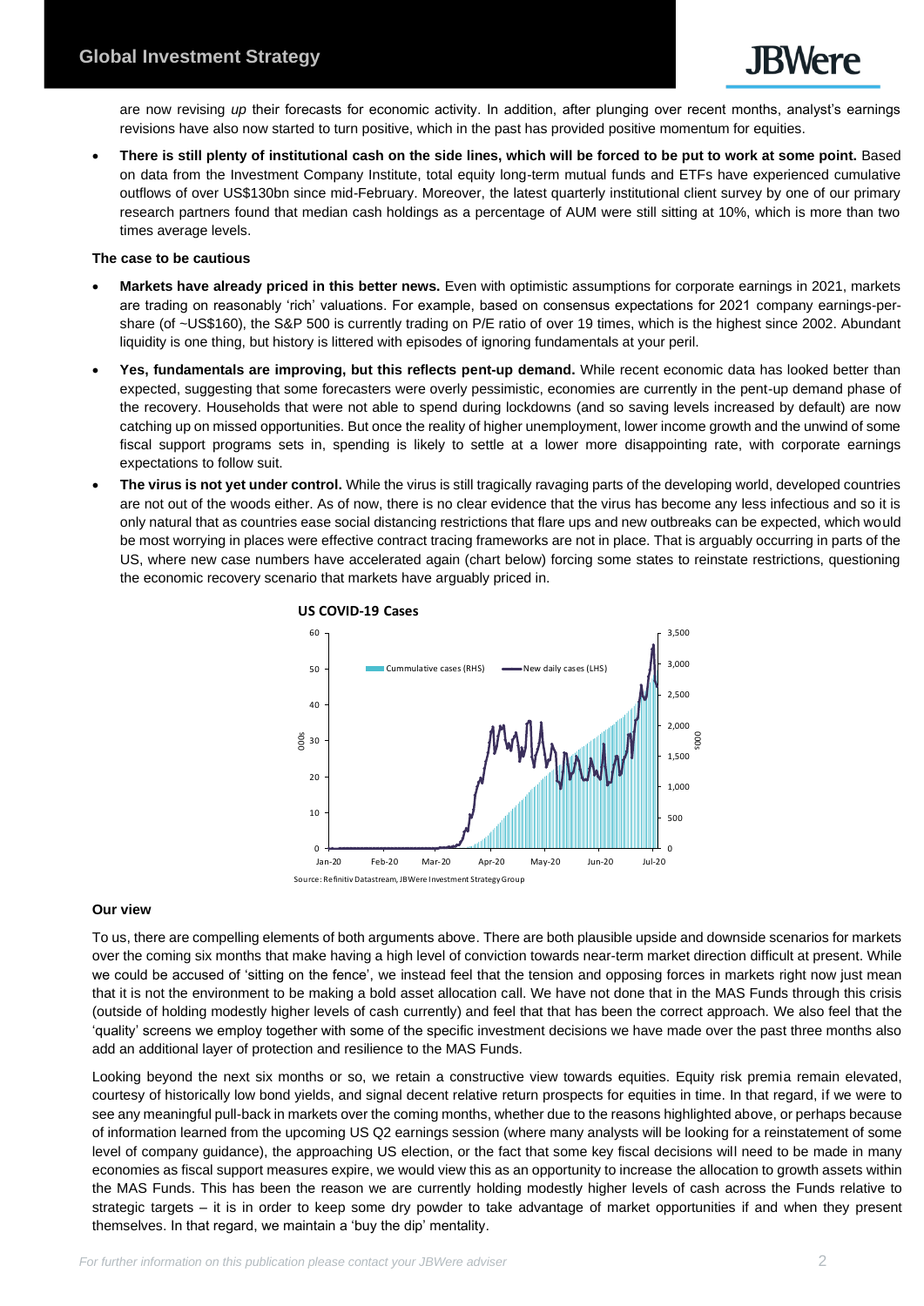are now revising *up* their forecasts for economic activity. In addition, after plunging over recent months, analyst's earnings revisions have also now started to turn positive, which in the past has provided positive momentum for equities.

- **There is still plenty of institutional cash on the side lines, which will be forced to be put to work at some point.** Based on data from the Investment Company Institute, total equity long-term mutual funds and ETFs have experienced cumulative outflows of over US$130bn since mid-February. Moreover, the latest quarterly institutional client survey by one of our primary research partners found that median cash holdings as a percentage of AUM were still sitting at 10%, which is more than two times average levels.

**The case to be cautious**

- **Markets have already priced in this better news.** Even with optimistic assumptions for corporate earnings in 2021, markets are trading on reasonably 'rich' valuations. For example, based on consensus expectations for 2021 company earnings-per-share (of ~US$160), the S&P 500 is currently trading on P/E ratio of over 19 times, which is the highest since 2002. Abundant liquidity is one thing, but history is littered with episodes of ignoring fundamentals at your peril.
- **Yes, fundamentals are improving, but this reflects pent-up demand.** While recent economic data has looked better than expected, suggesting that some forecasters were overly pessimistic, economies are currently in the pent-up demand phase of the recovery. Households that were not able to spend during lockdowns (and so saving levels increased by default) are now catching up on missed opportunities. But once the reality of higher unemployment, lower income growth and the unwind of some fiscal support programs sets in, spending is likely to settle at a lower more disappointing rate, with corporate earnings expectations to follow suit.
- **The virus is not yet under control.** While the virus is still tragically ravaging parts of the developing world, developed countries are not out of the woods either. As of now, there is no clear evidence that the virus has become any less infectious and so it is only natural that as countries ease social distancing restrictions that flare ups and new outbreaks can be expected, which would be most worrying in places were effective contract tracing frameworks are not in place. That is arguably occurring in parts of the US, where new case numbers have accelerated again (chart below) forcing some states to reinstate restrictions, questioning the economic recovery scenario that markets have arguably priced in.

**US COVID-19 Cases**

Source: Refinitiv Datastream, JBWere Investment Strategy Group

**Our view**

To us, there are compelling elements of both arguments above. There are both plausible upside and downside scenarios for markets over the coming six months that make having a high level of conviction towards near-term market direction difficult at present. While we could be accused of 'sitting on the fence', we instead feel that the tension and opposing forces in markets right now just mean that it is not the environment to be making a bold asset allocation call. We have not done that in the MAS Funds through this crisis (outside of holding modestly higher levels of cash currently) and feel that that has been the correct approach. We also feel that the 'quality' screens we employ together with some of the specific investment decisions we have made over the past three months also add an additional layer of protection and resilience to the MAS Funds.

Looking beyond the next six months or so, we retain a constructive view towards equities. Equity risk premia remain elevated, courtesy of historically low bond yields, and signal decent relative return prospects for equities in time. In that regard, if we were to see any meaningful pull-back in markets over the coming months, whether due to the reasons highlighted above, or perhaps because of information learned from the upcoming US Q2 earnings session (where many analysts will be looking for a reinstatement of some level of company guidance), the approaching US election, or the fact that some key fiscal decisions will need to be made in many economies as fiscal support measures expire, we would view this as an opportunity to increase the allocation to growth assets within the MAS Funds. This has been the reason we are currently holding modestly higher levels of cash across the Funds relative to strategic targets – it is in order to keep some dry powder to take advantage of market opportunities if and when they present themselves. In that regard, we maintain a 'buy the dip' mentality.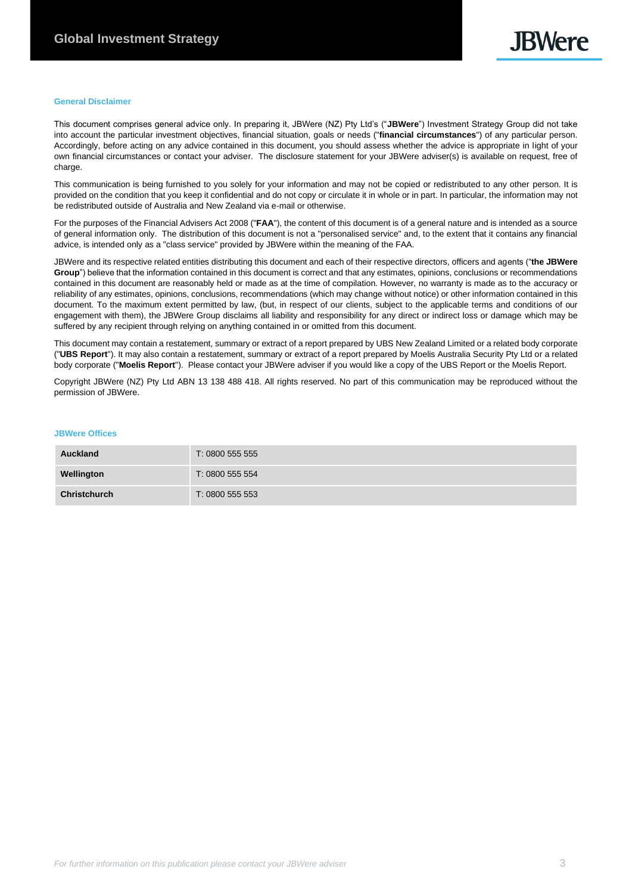## General Disclaimer

This document comprises general advice only. In preparing it, JBWere (NZ) Pty Ltd's ("**JBWere**") Investment Strategy Group did not take into account the particular investment objectives, financial situation, goals or needs ("**financial circumstances**") of any particular person. Accordingly, before acting on any advice contained in this document, you should assess whether the advice is appropriate in light of your own financial circumstances or contact your adviser. The disclosure statement for your JBWere adviser(s) is available on request, free of charge.

This communication is being furnished to you solely for your information and may not be copied or redistributed to any other person. It is provided on the condition that you keep it confidential and do not copy or circulate it in whole or in part. In particular, the information may not be redistributed outside of Australia and New Zealand via e-mail or otherwise.

For the purposes of the Financial Advisers Act 2008 ("**FAA**"), the content of this document is of a general nature and is intended as a source of general information only. The distribution of this document is not a "personalised service" and, to the extent that it contains any financial advice, is intended only as a "class service" provided by JBWere within the meaning of the FAA.

JBWere and its respective related entities distributing this document and each of their respective directors, officers and agents ("**the JBWere Group**") believe that the information contained in this document is correct and that any estimates, opinions, conclusions or recommendations contained in this document are reasonably held or made as at the time of compilation. However, no warranty is made as to the accuracy or reliability of any estimates, opinions, conclusions, recommendations (which may change without notice) or other information contained in this document. To the maximum extent permitted by law, (but, in respect of our clients, subject to the applicable terms and conditions of our engagement with them), the JBWere Group disclaims all liability and responsibility for any direct or indirect loss or damage which may be suffered by any recipient through relying on anything contained in or omitted from this document.

This document may contain a restatement, summary or extract of a report prepared by UBS New Zealand Limited or a related body corporate ("**UBS Report**"). It may also contain a restatement, summary or extract of a report prepared by Moelis Australia Security Pty Ltd or a related body corporate ("**Moelis Report**"). Please contact your JBWere adviser if you would like a copy of the UBS Report or the Moelis Report.

Copyright JBWere (NZ) Pty Ltd ABN 13 138 488 418. All rights reserved. No part of this communication may be reproduced without the permission of JBWere.

## JBWere Offices

| | |
|---|---|
| **Auckland** | T: 0800 555 555 |
| **Wellington** | T: 0800 555 554 |
| **Christchurch** | T: 0800 555 553 |